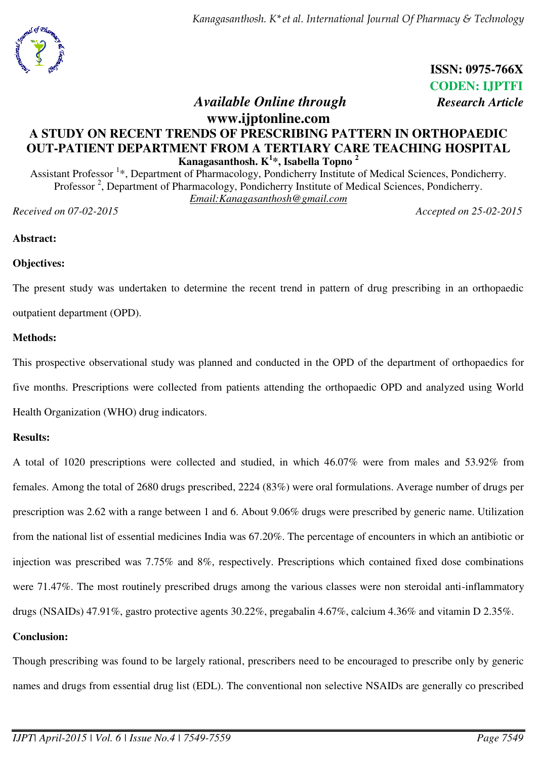ISSN: 0975-766X
CODEN: IJPTFI

*Available Online through* **Research Article**

**www.ijptonline.com**

# A STUDY ON RECENT TRENDS OF PRESCRIBING PATTERN IN ORTHOPAEDIC OUT-PATIENT DEPARTMENT FROM A TERTIARY CARE TEACHING HOSPITAL

**Kanagasanthosh. K[1]*, Isabella Topno [2]**

Assistant Professor [1]*, Department of Pharmacology, Pondicherry Institute of Medical Sciences, Pondicherry.
Professor [2], Department of Pharmacology, Pondicherry Institute of Medical Sciences, Pondicherry.
Email:Kanagasanthosh@gmail.com

*Received on 07-02-2015* *Accepted on 25-02-2015*

## Abstract:

**Objectives:**

The present study was undertaken to determine the recent trend in pattern of drug prescribing in an orthopaedic outpatient department (OPD).

**Methods:**

This prospective observational study was planned and conducted in the OPD of the department of orthopaedics for five months. Prescriptions were collected from patients attending the orthopaedic OPD and analyzed using World Health Organization (WHO) drug indicators.

**Results:**

A total of 1020 prescriptions were collected and studied, in which 46.07% were from males and 53.92% from females. Among the total of 2680 drugs prescribed, 2224 (83%) were oral formulations. Average number of drugs per prescription was 2.62 with a range between 1 and 6. About 9.06% drugs were prescribed by generic name. Utilization from the national list of essential medicines India was 67.20%. The percentage of encounters in which an antibiotic or injection was prescribed was 7.75% and 8%, respectively. Prescriptions which contained fixed dose combinations were 71.47%. The most routinely prescribed drugs among the various classes were non steroidal anti-inflammatory drugs (NSAIDs) 47.91%, gastro protective agents 30.22%, pregabalin 4.67%, calcium 4.36% and vitamin D 2.35%.

**Conclusion:**

Though prescribing was found to be largely rational, prescribers need to be encouraged to prescribe only by generic names and drugs from essential drug list (EDL). The conventional non selective NSAIDs are generally co prescribed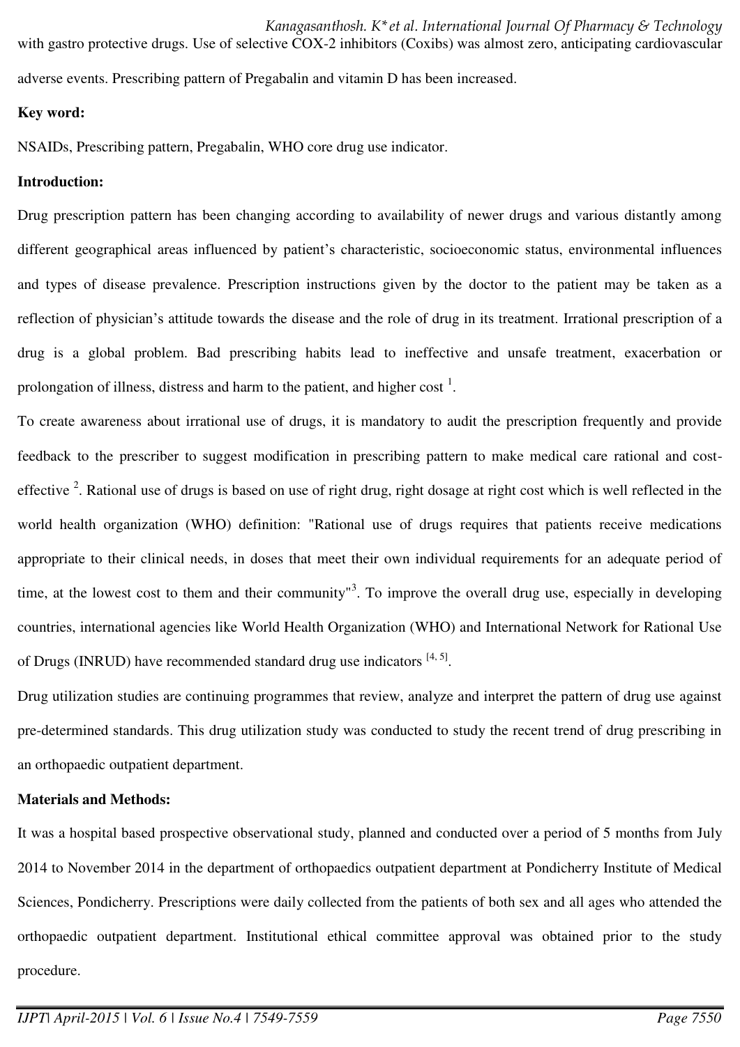with gastro protective drugs. Use of selective COX-2 inhibitors (Coxibs) was almost zero, anticipating cardiovascular adverse events. Prescribing pattern of Pregabalin and vitamin D has been increased.

**Key word:**

NSAIDs, Prescribing pattern, Pregabalin, WHO core drug use indicator.

**Introduction:**

Drug prescription pattern has been changing according to availability of newer drugs and various distantly among different geographical areas influenced by patient's characteristic, socioeconomic status, environmental influences and types of disease prevalence. Prescription instructions given by the doctor to the patient may be taken as a reflection of physician's attitude towards the disease and the role of drug in its treatment. Irrational prescription of a drug is a global problem. Bad prescribing habits lead to ineffective and unsafe treatment, exacerbation or prolongation of illness, distress and harm to the patient, and higher cost [1].

To create awareness about irrational use of drugs, it is mandatory to audit the prescription frequently and provide feedback to the prescriber to suggest modification in prescribing pattern to make medical care rational and cost-effective [2]. Rational use of drugs is based on use of right drug, right dosage at right cost which is well reflected in the world health organization (WHO) definition: "Rational use of drugs requires that patients receive medications appropriate to their clinical needs, in doses that meet their own individual requirements for an adequate period of time, at the lowest cost to them and their community"[3]. To improve the overall drug use, especially in developing countries, international agencies like World Health Organization (WHO) and International Network for Rational Use of Drugs (INRUD) have recommended standard drug use indicators [4, 5].

Drug utilization studies are continuing programmes that review, analyze and interpret the pattern of drug use against pre-determined standards. This drug utilization study was conducted to study the recent trend of drug prescribing in an orthopaedic outpatient department.

**Materials and Methods:**

It was a hospital based prospective observational study, planned and conducted over a period of 5 months from July 2014 to November 2014 in the department of orthopaedics outpatient department at Pondicherry Institute of Medical Sciences, Pondicherry. Prescriptions were daily collected from the patients of both sex and all ages who attended the orthopaedic outpatient department. Institutional ethical committee approval was obtained prior to the study procedure.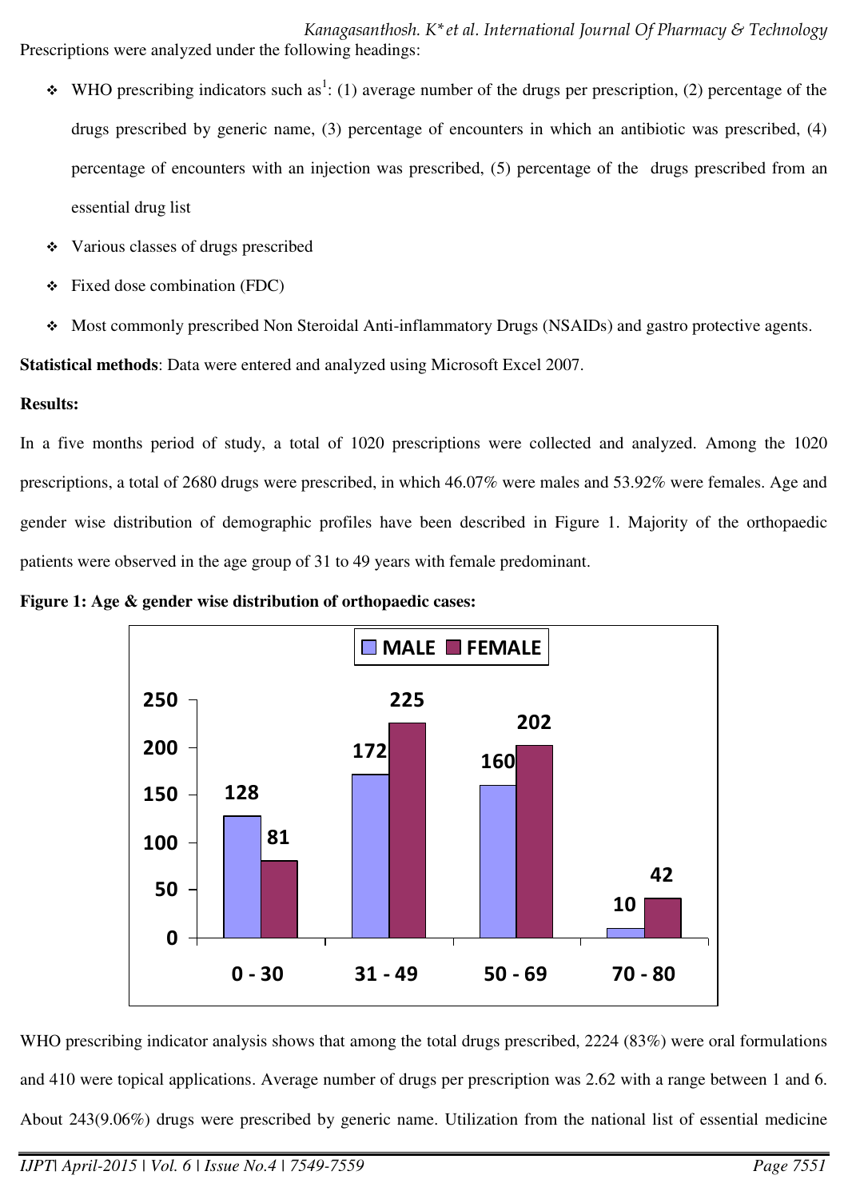Prescriptions were analyzed under the following headings:

- WHO prescribing indicators such as[1]: (1) average number of the drugs per prescription, (2) percentage of the drugs prescribed by generic name, (3) percentage of encounters in which an antibiotic was prescribed, (4) percentage of encounters with an injection was prescribed, (5) percentage of the drugs prescribed from an essential drug list
- Various classes of drugs prescribed
- Fixed dose combination (FDC)
- Most commonly prescribed Non Steroidal Anti-inflammatory Drugs (NSAIDs) and gastro protective agents.

**Statistical methods**: Data were entered and analyzed using Microsoft Excel 2007.

**Results:**

In a five months period of study, a total of 1020 prescriptions were collected and analyzed. Among the 1020 prescriptions, a total of 2680 drugs were prescribed, in which 46.07% were males and 53.92% were females. Age and gender wise distribution of demographic profiles have been described in Figure 1. Majority of the orthopaedic patients were observed in the age group of 31 to 49 years with female predominant.

**Figure 1: Age & gender wise distribution of orthopaedic cases:**

| Age group | MALE | FEMALE |
|---|---|---|
| 0 - 30 | 128 | 81 |
| 31 - 49 | 172 | 225 |
| 50 - 69 | 160 | 202 |
| 70 - 80 | 10 | 42 |

WHO prescribing indicator analysis shows that among the total drugs prescribed, 2224 (83%) were oral formulations and 410 were topical applications. Average number of drugs per prescription was 2.62 with a range between 1 and 6. About 243(9.06%) drugs were prescribed by generic name. Utilization from the national list of essential medicine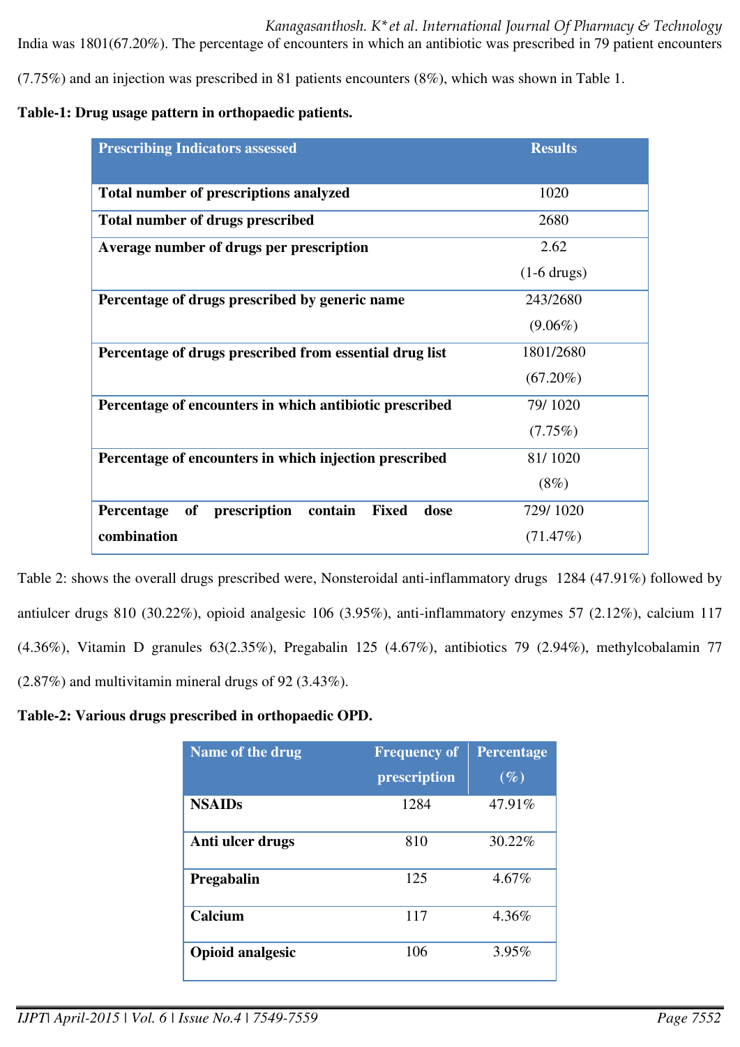India was 1801(67.20%). The percentage of encounters in which an antibiotic was prescribed in 79 patient encounters (7.75%) and an injection was prescribed in 81 patients encounters (8%), which was shown in Table 1.

**Table-1: Drug usage pattern in orthopaedic patients.**

| Prescribing Indicators assessed | Results |
|---|---|
| **Total number of prescriptions analyzed** | 1020 |
| **Total number of drugs prescribed** | 2680 |
| **Average number of drugs per prescription** | 2.62 (1-6 drugs) |
| **Percentage of drugs prescribed by generic name** | 243/2680 (9.06%) |
| **Percentage of drugs prescribed from essential drug list** | 1801/2680 (67.20%) |
| **Percentage of encounters in which antibiotic prescribed** | 79/ 1020 (7.75%) |
| **Percentage of encounters in which injection prescribed** | 81/ 1020 (8%) |
| **Percentage of prescription contain Fixed dose combination** | 729/ 1020 (71.47%) |

Table 2: shows the overall drugs prescribed were, Nonsteroidal anti-inflammatory drugs 1284 (47.91%) followed by antiulcer drugs 810 (30.22%), opioid analgesic 106 (3.95%), anti-inflammatory enzymes 57 (2.12%), calcium 117 (4.36%), Vitamin D granules 63(2.35%), Pregabalin 125 (4.67%), antibiotics 79 (2.94%), methylcobalamin 77 (2.87%) and multivitamin mineral drugs of 92 (3.43%).

**Table-2: Various drugs prescribed in orthopaedic OPD.**

| Name of the drug | Frequency of prescription | Percentage (%) |
|---|---|---|
| **NSAIDs** | 1284 | 47.91% |
| **Anti ulcer drugs** | 810 | 30.22% |
| **Pregabalin** | 125 | 4.67% |
| **Calcium** | 117 | 4.36% |
| **Opioid analgesic** | 106 | 3.95% |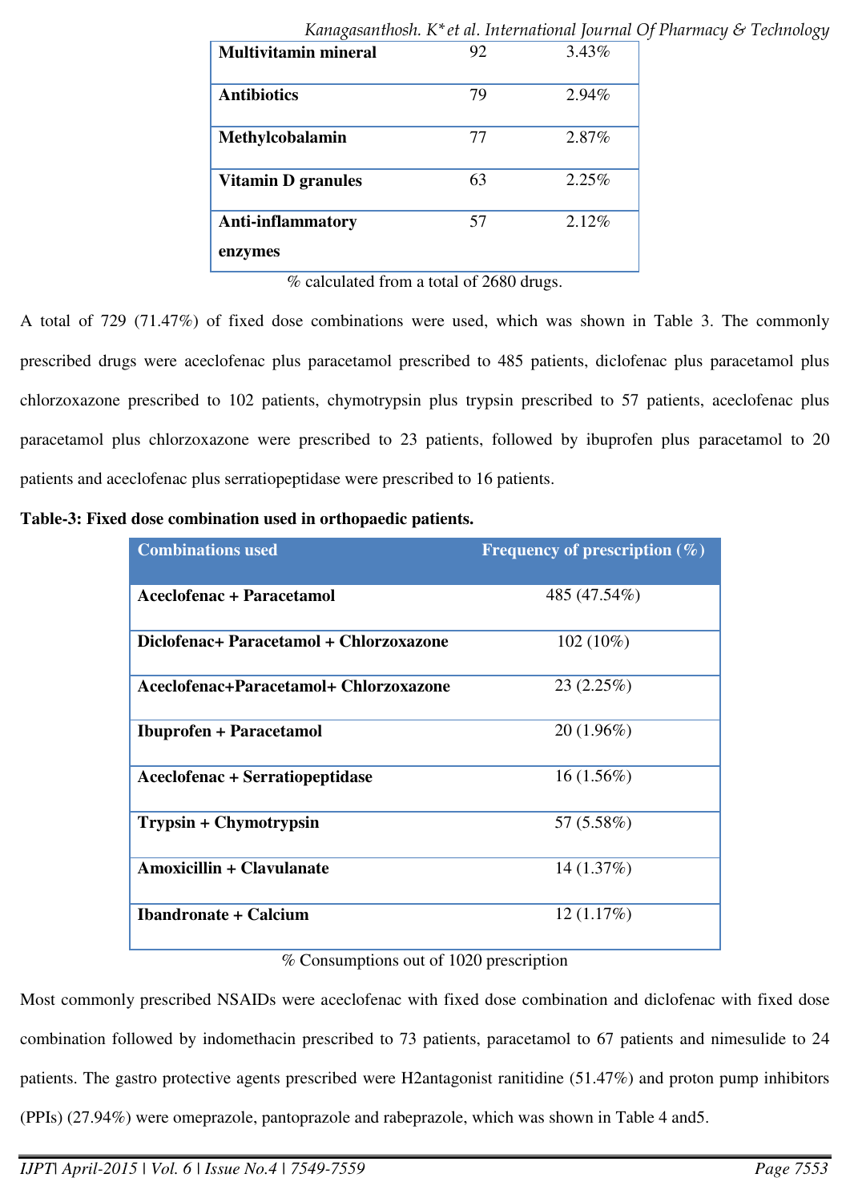| Multivitamin mineral | 92 | 3.43% |
|---|---|---|
| Antibiotics | 79 | 2.94% |
| Methylcobalamin | 77 | 2.87% |
| Vitamin D granules | 63 | 2.25% |
| Anti-inflammatory enzymes | 57 | 2.12% |

% calculated from a total of 2680 drugs.

A total of 729 (71.47%) of fixed dose combinations were used, which was shown in Table 3. The commonly prescribed drugs were aceclofenac plus paracetamol prescribed to 485 patients, diclofenac plus paracetamol plus chlorzoxazone prescribed to 102 patients, chymotrypsin plus trypsin prescribed to 57 patients, aceclofenac plus paracetamol plus chlorzoxazone were prescribed to 23 patients, followed by ibuprofen plus paracetamol to 20 patients and aceclofenac plus serratiopeptidase were prescribed to 16 patients.

**Table-3: Fixed dose combination used in orthopaedic patients.**

| Combinations used | Frequency of prescription (%) |
|---|---|
| **Aceclofenac + Paracetamol** | 485 (47.54%) |
| **Diclofenac+ Paracetamol + Chlorzoxazone** | 102 (10%) |
| **Aceclofenac+Paracetamol+ Chlorzoxazone** | 23 (2.25%) |
| **Ibuprofen + Paracetamol** | 20 (1.96%) |
| **Aceclofenac + Serratiopeptidase** | 16 (1.56%) |
| **Trypsin + Chymotrypsin** | 57 (5.58%) |
| **Amoxicillin + Clavulanate** | 14 (1.37%) |
| **Ibandronate + Calcium** | 12 (1.17%) |

% Consumptions out of 1020 prescription

Most commonly prescribed NSAIDs were aceclofenac with fixed dose combination and diclofenac with fixed dose combination followed by indomethacin prescribed to 73 patients, paracetamol to 67 patients and nimesulide to 24 patients. The gastro protective agents prescribed were H2antagonist ranitidine (51.47%) and proton pump inhibitors (PPIs) (27.94%) were omeprazole, pantoprazole and rabeprazole, which was shown in Table 4 and5.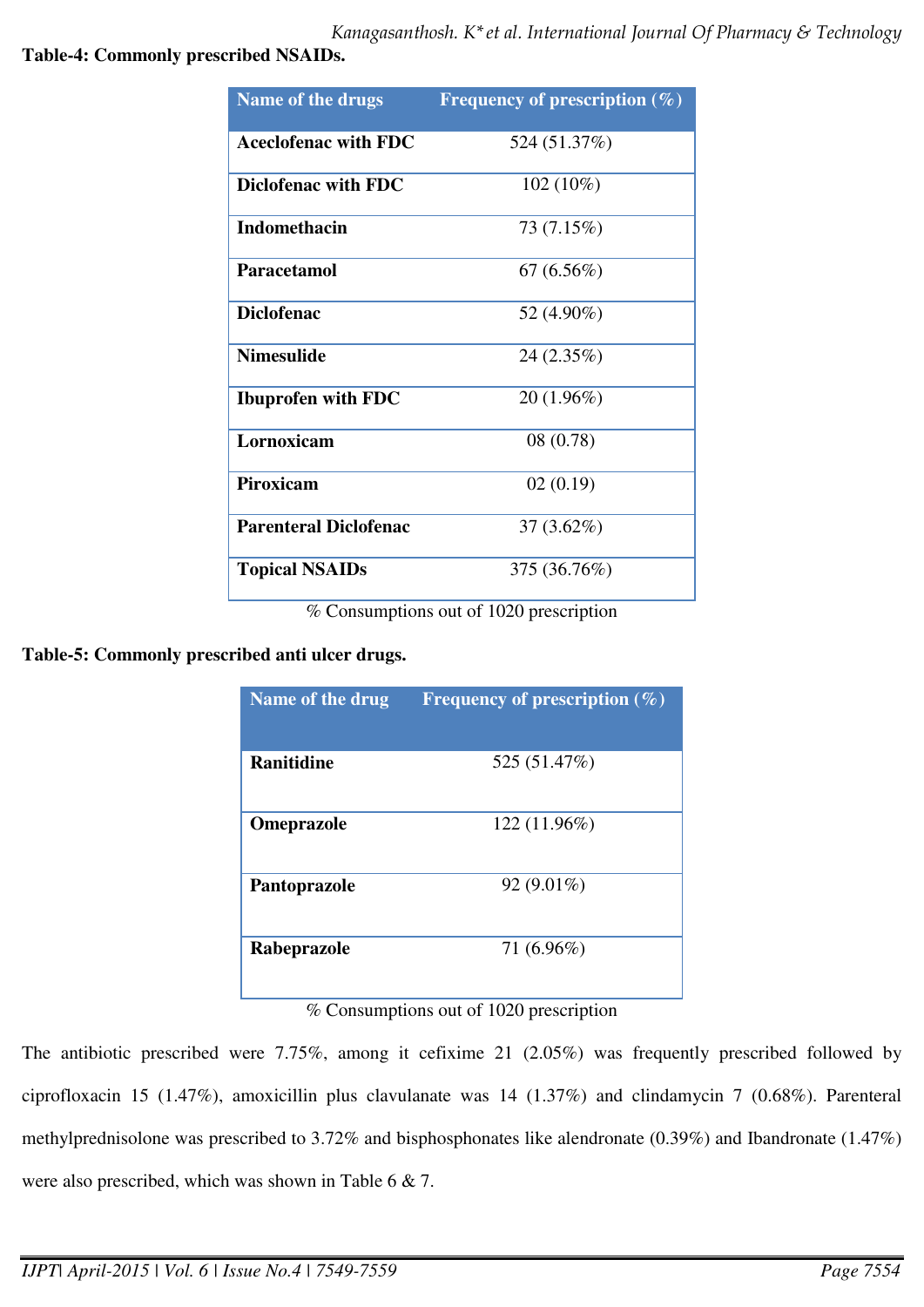**Table-4: Commonly prescribed NSAIDs.**

| Name of the drugs | Frequency of prescription (%) |
|---|---|
| **Aceclofenac with FDC** | 524 (51.37%) |
| **Diclofenac with FDC** | 102 (10%) |
| **Indomethacin** | 73 (7.15%) |
| **Paracetamol** | 67 (6.56%) |
| **Diclofenac** | 52 (4.90%) |
| **Nimesulide** | 24 (2.35%) |
| **Ibuprofen with FDC** | 20 (1.96%) |
| **Lornoxicam** | 08 (0.78) |
| **Piroxicam** | 02 (0.19) |
| **Parenteral Diclofenac** | 37 (3.62%) |
| **Topical NSAIDs** | 375 (36.76%) |

% Consumptions out of 1020 prescription

**Table-5: Commonly prescribed anti ulcer drugs.**

| Name of the drug | Frequency of prescription (%) |
|---|---|
| **Ranitidine** | 525 (51.47%) |
| **Omeprazole** | 122 (11.96%) |
| **Pantoprazole** | 92 (9.01%) |
| **Rabeprazole** | 71 (6.96%) |

% Consumptions out of 1020 prescription

The antibiotic prescribed were 7.75%, among it cefixime 21 (2.05%) was frequently prescribed followed by ciprofloxacin 15 (1.47%), amoxicillin plus clavulanate was 14 (1.37%) and clindamycin 7 (0.68%). Parenteral methylprednisolone was prescribed to 3.72% and bisphosphonates like alendronate (0.39%) and Ibandronate (1.47%) were also prescribed, which was shown in Table 6 & 7.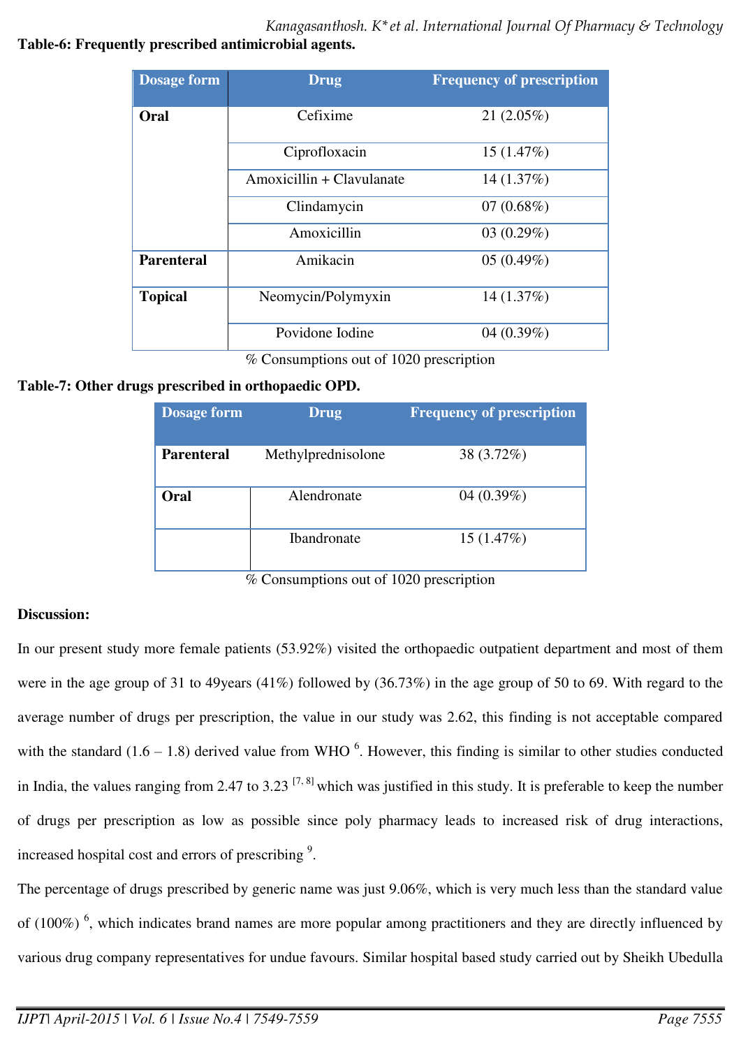**Table-6: Frequently prescribed antimicrobial agents.**

| Dosage form | Drug | Frequency of prescription |
|---|---|---|
| **Oral** | Cefixime | 21 (2.05%) |
| | Ciprofloxacin | 15 (1.47%) |
| | Amoxicillin + Clavulanate | 14 (1.37%) |
| | Clindamycin | 07 (0.68%) |
| | Amoxicillin | 03 (0.29%) |
| **Parenteral** | Amikacin | 05 (0.49%) |
| **Topical** | Neomycin/Polymyxin | 14 (1.37%) |
| | Povidone Iodine | 04 (0.39%) |

% Consumptions out of 1020 prescription

**Table-7: Other drugs prescribed in orthopaedic OPD.**

| Dosage form | Drug | Frequency of prescription |
|---|---|---|
| **Parenteral** | Methylprednisolone | 38 (3.72%) |
| **Oral** | Alendronate | 04 (0.39%) |
| | Ibandronate | 15 (1.47%) |

% Consumptions out of 1020 prescription

**Discussion:**

In our present study more female patients (53.92%) visited the orthopaedic outpatient department and most of them were in the age group of 31 to 49years (41%) followed by (36.73%) in the age group of 50 to 69. With regard to the average number of drugs per prescription, the value in our study was 2.62, this finding is not acceptable compared with the standard (1.6 – 1.8) derived value from WHO [6]. However, this finding is similar to other studies conducted in India, the values ranging from 2.47 to 3.23 [7, 8] which was justified in this study. It is preferable to keep the number of drugs per prescription as low as possible since poly pharmacy leads to increased risk of drug interactions, increased hospital cost and errors of prescribing [9].

The percentage of drugs prescribed by generic name was just 9.06%, which is very much less than the standard value of (100%) [6], which indicates brand names are more popular among practitioners and they are directly influenced by various drug company representatives for undue favours. Similar hospital based study carried out by Sheikh Ubedulla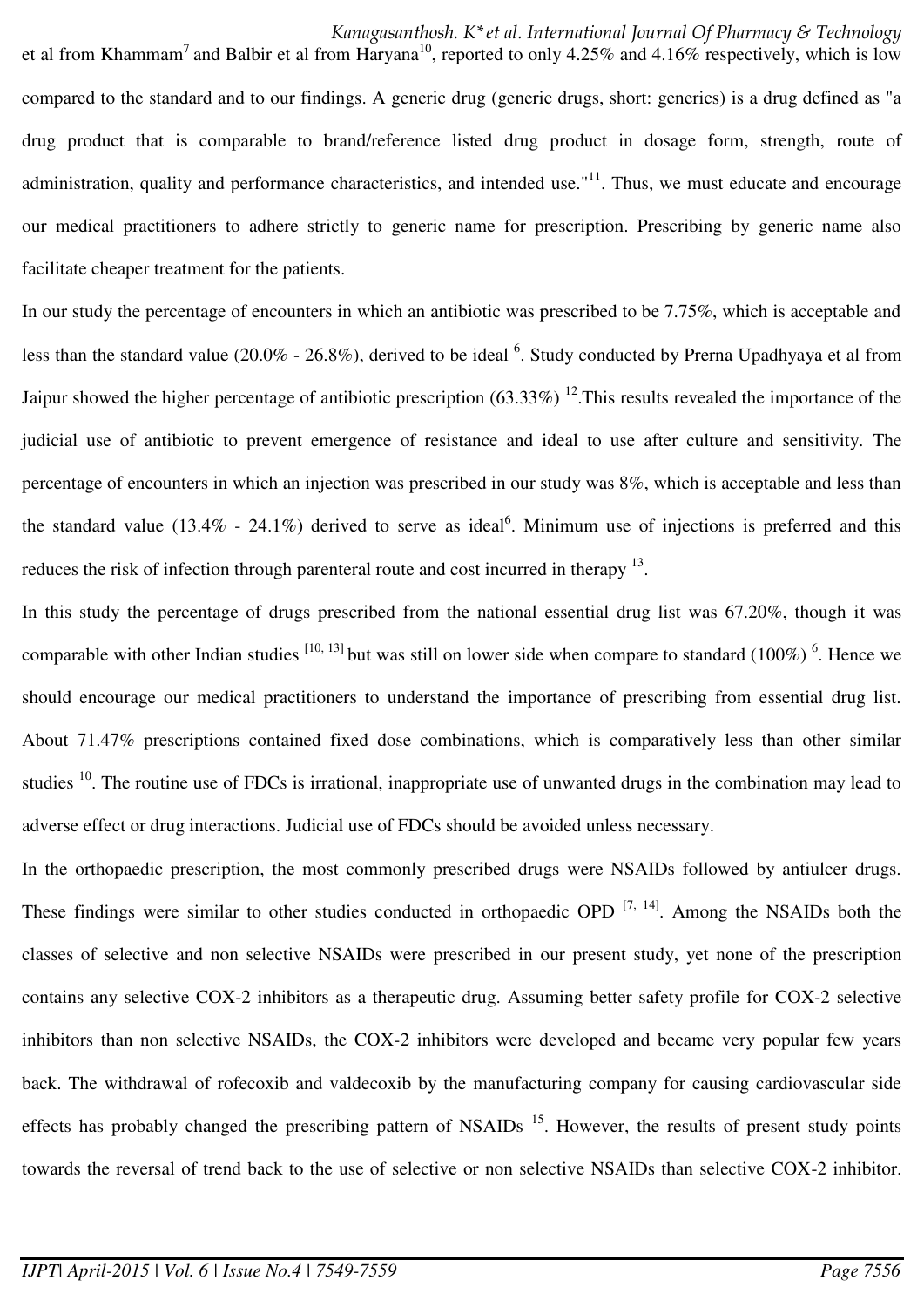et al from Khammam[7] and Balbir et al from Haryana[10], reported to only 4.25% and 4.16% respectively, which is low compared to the standard and to our findings. A generic drug (generic drugs, short: generics) is a drug defined as "a drug product that is comparable to brand/reference listed drug product in dosage form, strength, route of administration, quality and performance characteristics, and intended use."[11]. Thus, we must educate and encourage our medical practitioners to adhere strictly to generic name for prescription. Prescribing by generic name also facilitate cheaper treatment for the patients.

In our study the percentage of encounters in which an antibiotic was prescribed to be 7.75%, which is acceptable and less than the standard value (20.0% - 26.8%), derived to be ideal [6]. Study conducted by Prerna Upadhyaya et al from Jaipur showed the higher percentage of antibiotic prescription (63.33%) [12].This results revealed the importance of the judicial use of antibiotic to prevent emergence of resistance and ideal to use after culture and sensitivity. The percentage of encounters in which an injection was prescribed in our study was 8%, which is acceptable and less than the standard value (13.4% - 24.1%) derived to serve as ideal[6]. Minimum use of injections is preferred and this reduces the risk of infection through parenteral route and cost incurred in therapy [13].

In this study the percentage of drugs prescribed from the national essential drug list was 67.20%, though it was comparable with other Indian studies [10, 13] but was still on lower side when compare to standard (100%) [6]. Hence we should encourage our medical practitioners to understand the importance of prescribing from essential drug list. About 71.47% prescriptions contained fixed dose combinations, which is comparatively less than other similar studies [10]. The routine use of FDCs is irrational, inappropriate use of unwanted drugs in the combination may lead to adverse effect or drug interactions. Judicial use of FDCs should be avoided unless necessary.

In the orthopaedic prescription, the most commonly prescribed drugs were NSAIDs followed by antiulcer drugs. These findings were similar to other studies conducted in orthopaedic OPD [7, 14]. Among the NSAIDs both the classes of selective and non selective NSAIDs were prescribed in our present study, yet none of the prescription contains any selective COX-2 inhibitors as a therapeutic drug. Assuming better safety profile for COX-2 selective inhibitors than non selective NSAIDs, the COX-2 inhibitors were developed and became very popular few years back. The withdrawal of rofecoxib and valdecoxib by the manufacturing company for causing cardiovascular side effects has probably changed the prescribing pattern of NSAIDs [15]. However, the results of present study points towards the reversal of trend back to the use of selective or non selective NSAIDs than selective COX-2 inhibitor.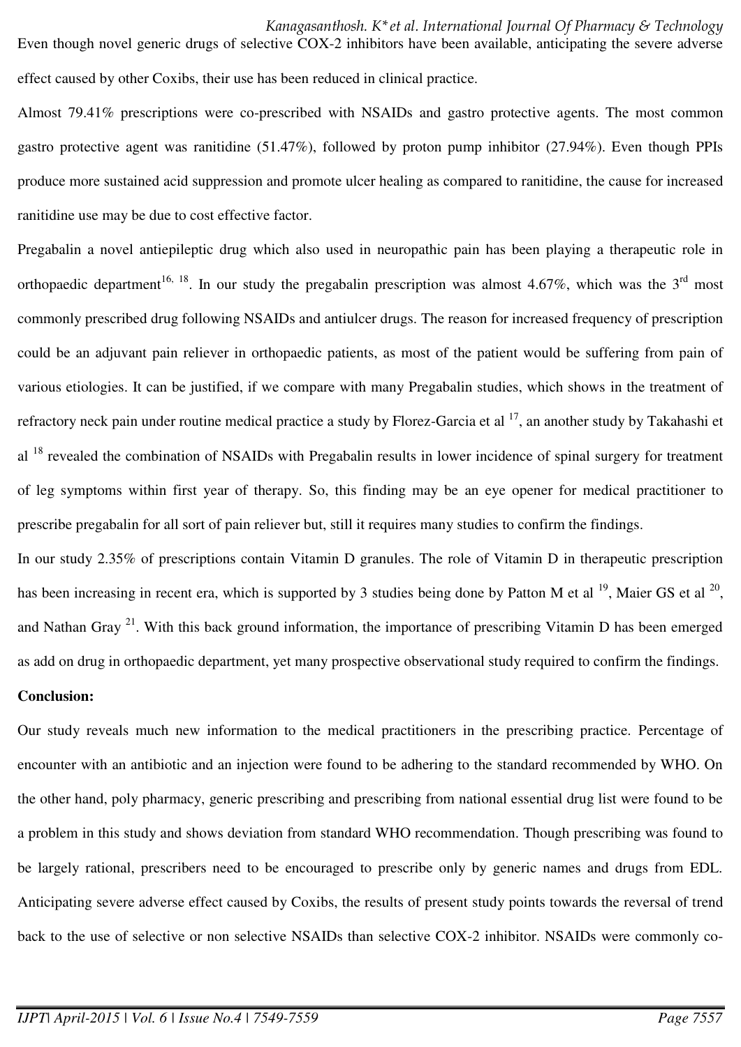Even though novel generic drugs of selective COX-2 inhibitors have been available, anticipating the severe adverse effect caused by other Coxibs, their use has been reduced in clinical practice.

Almost 79.41% prescriptions were co-prescribed with NSAIDs and gastro protective agents. The most common gastro protective agent was ranitidine (51.47%), followed by proton pump inhibitor (27.94%). Even though PPIs produce more sustained acid suppression and promote ulcer healing as compared to ranitidine, the cause for increased ranitidine use may be due to cost effective factor.

Pregabalin a novel antiepileptic drug which also used in neuropathic pain has been playing a therapeutic role in orthopaedic department[16, 18]. In our study the pregabalin prescription was almost 4.67%, which was the 3rd most commonly prescribed drug following NSAIDs and antiulcer drugs. The reason for increased frequency of prescription could be an adjuvant pain reliever in orthopaedic patients, as most of the patient would be suffering from pain of various etiologies. It can be justified, if we compare with many Pregabalin studies, which shows in the treatment of refractory neck pain under routine medical practice a study by Florez-Garcia et al [17], an another study by Takahashi et al [18] revealed the combination of NSAIDs with Pregabalin results in lower incidence of spinal surgery for treatment of leg symptoms within first year of therapy. So, this finding may be an eye opener for medical practitioner to prescribe pregabalin for all sort of pain reliever but, still it requires many studies to confirm the findings.

In our study 2.35% of prescriptions contain Vitamin D granules. The role of Vitamin D in therapeutic prescription has been increasing in recent era, which is supported by 3 studies being done by Patton M et al [19], Maier GS et al [20], and Nathan Gray [21]. With this back ground information, the importance of prescribing Vitamin D has been emerged as add on drug in orthopaedic department, yet many prospective observational study required to confirm the findings.

**Conclusion:**

Our study reveals much new information to the medical practitioners in the prescribing practice. Percentage of encounter with an antibiotic and an injection were found to be adhering to the standard recommended by WHO. On the other hand, poly pharmacy, generic prescribing and prescribing from national essential drug list were found to be a problem in this study and shows deviation from standard WHO recommendation. Though prescribing was found to be largely rational, prescribers need to be encouraged to prescribe only by generic names and drugs from EDL. Anticipating severe adverse effect caused by Coxibs, the results of present study points towards the reversal of trend back to the use of selective or non selective NSAIDs than selective COX-2 inhibitor. NSAIDs were commonly co-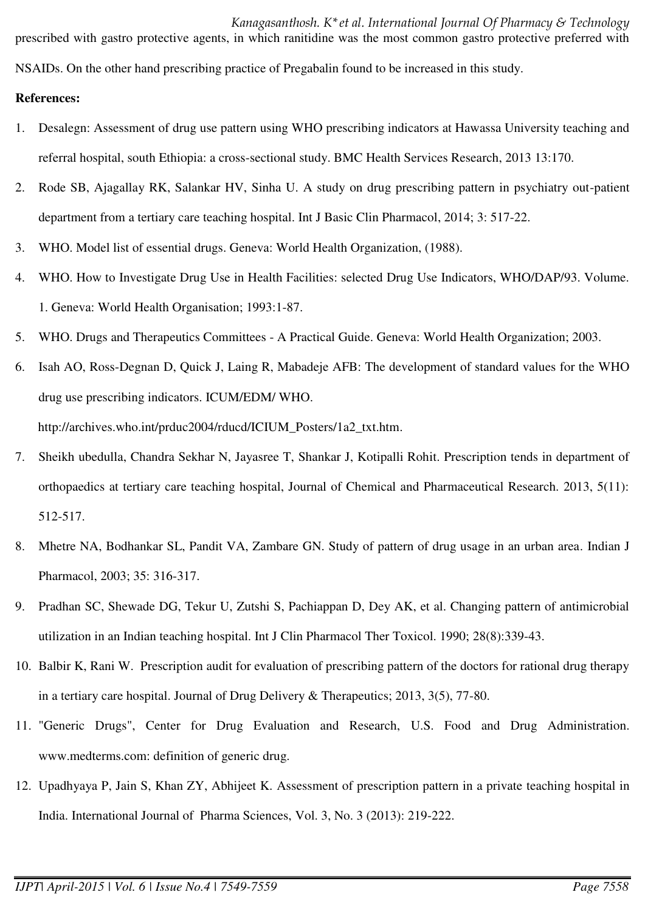prescribed with gastro protective agents, in which ranitidine was the most common gastro protective preferred with NSAIDs. On the other hand prescribing practice of Pregabalin found to be increased in this study.

**References:**

1. Desalegn: Assessment of drug use pattern using WHO prescribing indicators at Hawassa University teaching and referral hospital, south Ethiopia: a cross-sectional study. BMC Health Services Research, 2013 13:170.
2. Rode SB, Ajagallay RK, Salankar HV, Sinha U. A study on drug prescribing pattern in psychiatry out-patient department from a tertiary care teaching hospital. Int J Basic Clin Pharmacol, 2014; 3: 517-22.
3. WHO. Model list of essential drugs. Geneva: World Health Organization, (1988).
4. WHO. How to Investigate Drug Use in Health Facilities: selected Drug Use Indicators, WHO/DAP/93. Volume. 1. Geneva: World Health Organisation; 1993:1-87.
5. WHO. Drugs and Therapeutics Committees - A Practical Guide. Geneva: World Health Organization; 2003.
6. Isah AO, Ross-Degnan D, Quick J, Laing R, Mabadeje AFB: The development of standard values for the WHO drug use prescribing indicators. ICUM/EDM/ WHO. http://archives.who.int/prduc2004/rducd/ICIUM_Posters/1a2_txt.htm.
7. Sheikh ubedulla, Chandra Sekhar N, Jayasree T, Shankar J, Kotipalli Rohit. Prescription tends in department of orthopaedics at tertiary care teaching hospital, Journal of Chemical and Pharmaceutical Research. 2013, 5(11): 512-517.
8. Mhetre NA, Bodhankar SL, Pandit VA, Zambare GN. Study of pattern of drug usage in an urban area. Indian J Pharmacol, 2003; 35: 316-317.
9. Pradhan SC, Shewade DG, Tekur U, Zutshi S, Pachiappan D, Dey AK, et al. Changing pattern of antimicrobial utilization in an Indian teaching hospital. Int J Clin Pharmacol Ther Toxicol. 1990; 28(8):339-43.
10. Balbir K, Rani W. Prescription audit for evaluation of prescribing pattern of the doctors for rational drug therapy in a tertiary care hospital. Journal of Drug Delivery & Therapeutics; 2013, 3(5), 77-80.
11. "Generic Drugs", Center for Drug Evaluation and Research, U.S. Food and Drug Administration. www.medterms.com: definition of generic drug.
12. Upadhyaya P, Jain S, Khan ZY, Abhijeet K. Assessment of prescription pattern in a private teaching hospital in India. International Journal of Pharma Sciences, Vol. 3, No. 3 (2013): 219-222.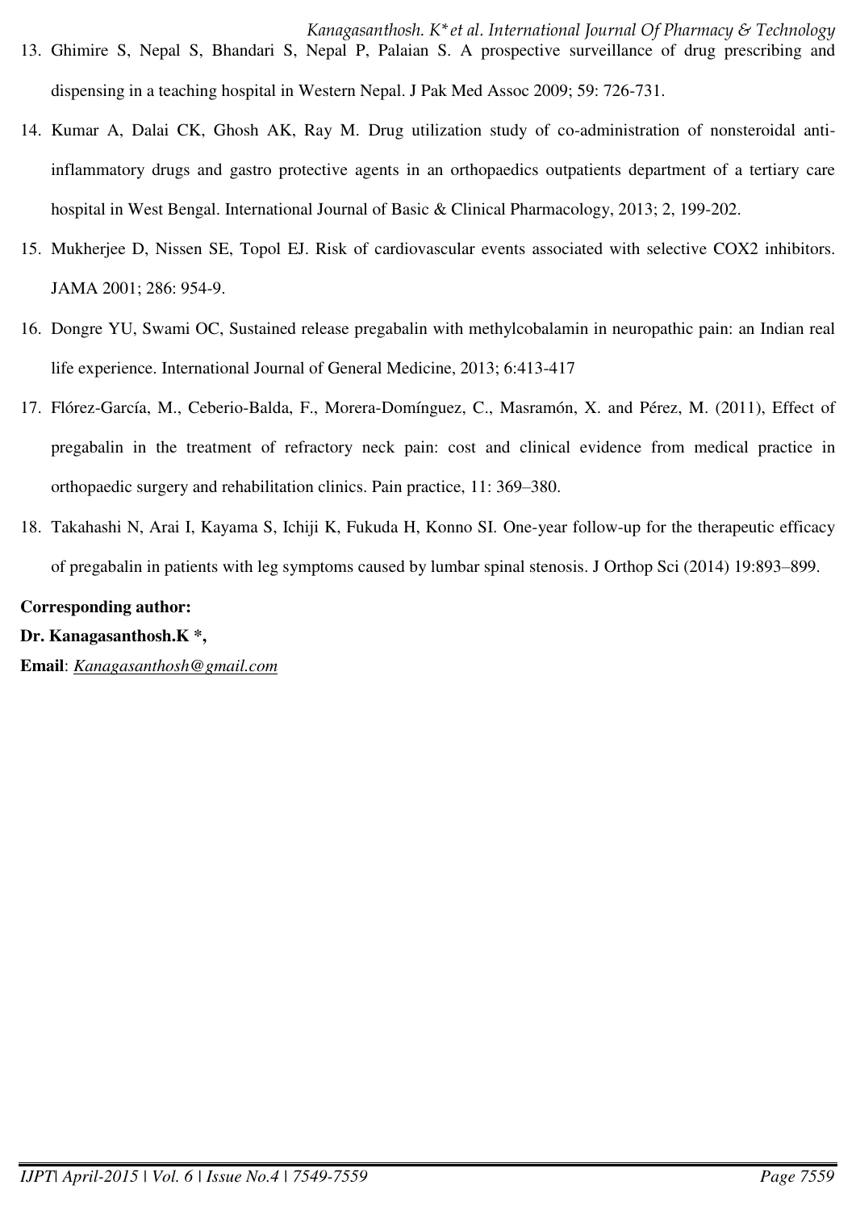13. Ghimire S, Nepal S, Bhandari S, Nepal P, Palaian S. A prospective surveillance of drug prescribing and dispensing in a teaching hospital in Western Nepal. J Pak Med Assoc 2009; 59: 726-731.
14. Kumar A, Dalai CK, Ghosh AK, Ray M. Drug utilization study of co-administration of nonsteroidal anti-inflammatory drugs and gastro protective agents in an orthopaedics outpatients department of a tertiary care hospital in West Bengal. International Journal of Basic & Clinical Pharmacology, 2013; 2, 199-202.
15. Mukherjee D, Nissen SE, Topol EJ. Risk of cardiovascular events associated with selective COX2 inhibitors. JAMA 2001; 286: 954-9.
16. Dongre YU, Swami OC, Sustained release pregabalin with methylcobalamin in neuropathic pain: an Indian real life experience. International Journal of General Medicine, 2013; 6:413-417
17. Flórez-García, M., Ceberio-Balda, F., Morera-Domínguez, C., Masramón, X. and Pérez, M. (2011), Effect of pregabalin in the treatment of refractory neck pain: cost and clinical evidence from medical practice in orthopaedic surgery and rehabilitation clinics. Pain practice, 11: 369–380.
18. Takahashi N, Arai I, Kayama S, Ichiji K, Fukuda H, Konno SI. One-year follow-up for the therapeutic efficacy of pregabalin in patients with leg symptoms caused by lumbar spinal stenosis. J Orthop Sci (2014) 19:893–899.

**Corresponding author:**

**Dr. Kanagasanthosh.K *,**

**Email**: Kanagasanthosh@gmail.com